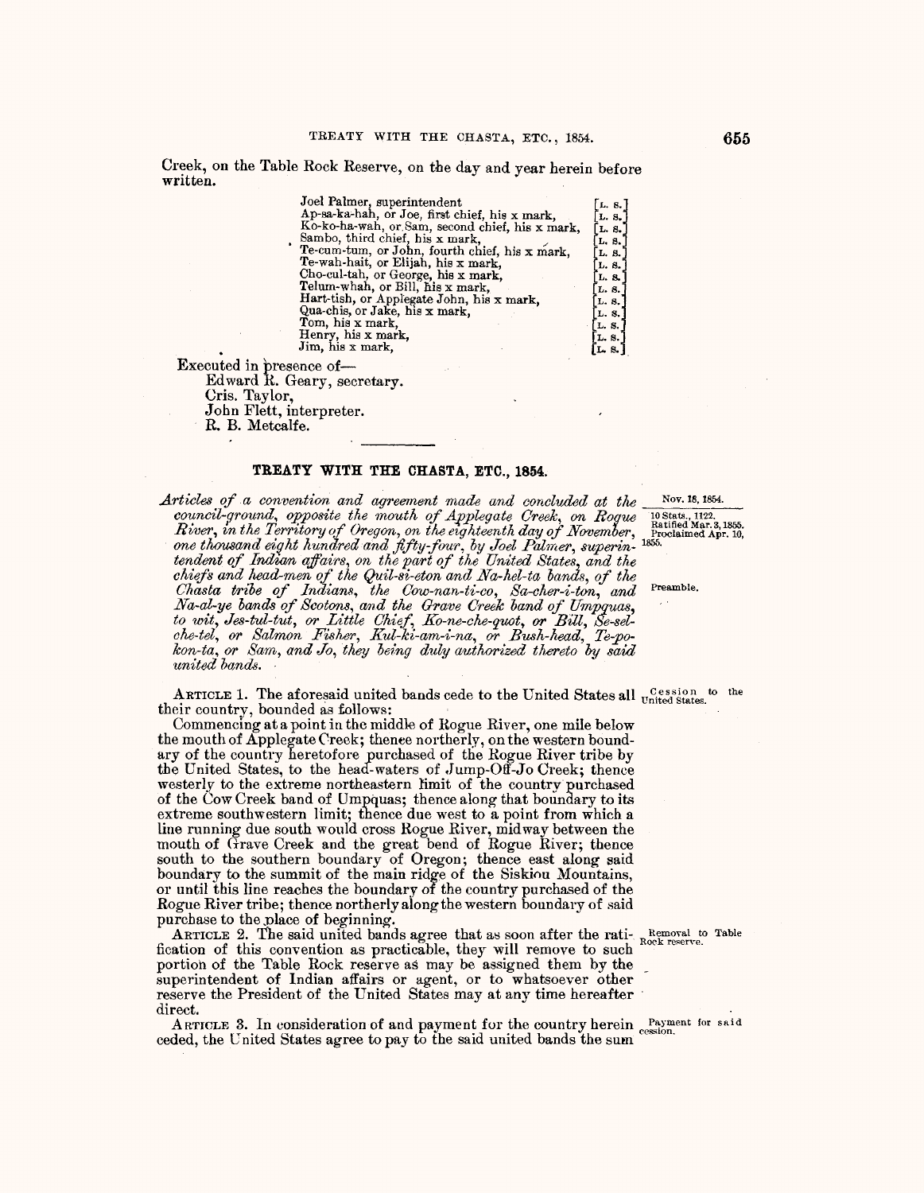Creek, on the Table Rock Reserve, on the day and year herein before written.

Joel Palmer, superintendent [L. S.]
Ap-sa-ka-hah, or Joe, first chief, his x mark, [L. S.]
Ko-ko-ha-wah, or Sam, second chief, his x mark, [L. S.]
Sambo, third chief, his x mark, [L. S.]
Te-cum-tum, or John, fourth chief, his x mark, [L. S.]
Te-wah-hait, or Elijah, his x mark, [L. S.]
Cho-cul-tah, or George, his x mark, [L. S.]
Telum-whah, or Bill, his x mark, [L. S.]
Hart-tish, or Applegate John, his x mark, [L. S.]
Qua-chis, or Jake, his x mark, [L. S.]
Tom, his x mark, [L. S.]
Henry, his x mark, [L. S.]
Jim, his x mark, [L. S.]

Executed in presence of—
Edward R. Geary, secretary.
Cris. Taylor,
John Flett, interpreter.
R. B. Metcalfe.

## TREATY WITH THE CHASTA, ETC., 1854.

Nov. 18, 1854.

10 Stats., 1122. Ratified Mar. 3, 1855. Proclaimed Apr. 10, 1855.

Preamble.

*Articles of a convention and agreement made and concluded at the council-ground, opposite the mouth of Applegate Creek, on Rogue River, in the Territory of Oregon, on the eighteenth day of November, one thousand eight hundred and fifty-four, by Joel Palmer, superintendent of Indian affairs, on the part of the United States, and the chiefs and head-men of the Quil-si-eton and Na-hel-ta bands, of the Chasta tribe of Indians, the Cow-nan-ti-co, Sa-cher-i-ton, and Na-al-ye bands of Scotons, and the Grave Creek band of Umpquas, to wit, Jes-tul-tut, or Little Chief, Ko-ne-che-quot, or Bill, Se-sel-che-tel, or Salmon Fisher, Kul-ki-am-i-na, or Bush-head, Te-po-kon-ta, or Sam, and Jo, they being duly authorized thereto by said united bands.*

Cession to the United States.

ARTICLE 1. The aforesaid united bands cede to the United States all their country, bounded as follows:

Commencing at a point in the middle of Rogue River, one mile below the mouth of Applegate Creek; thence northerly, on the western boundary of the country heretofore purchased of the Rogue River tribe by the United States, to the head-waters of Jump-Off-Jo Creek; thence westerly to the extreme northeastern limit of the country purchased of the Cow Creek band of Umpquas; thence along that boundary to its extreme southwestern limit; thence due west to a point from which a line running due south would cross Rogue River, midway between the mouth of Grave Creek and the great bend of Rogue River; thence south to the southern boundary of Oregon; thence east along said boundary to the summit of the main ridge of the Siskiou Mountains, or until this line reaches the boundary of the country purchased of the Rogue River tribe; thence northerly along the western boundary of said purchase to the place of beginning.

Removal to Table Rock reserve.

ARTICLE 2. The said united bands agree that as soon after the ratification of this convention as practicable, they will remove to such portion of the Table Rock reserve as may be assigned them by the superintendent of Indian affairs or agent, or to whatsoever other reserve the President of the United States may at any time hereafter direct.

Payment for said cession.

ARTICLE 3. In consideration of and payment for the country herein ceded, the United States agree to pay to the said united bands the sum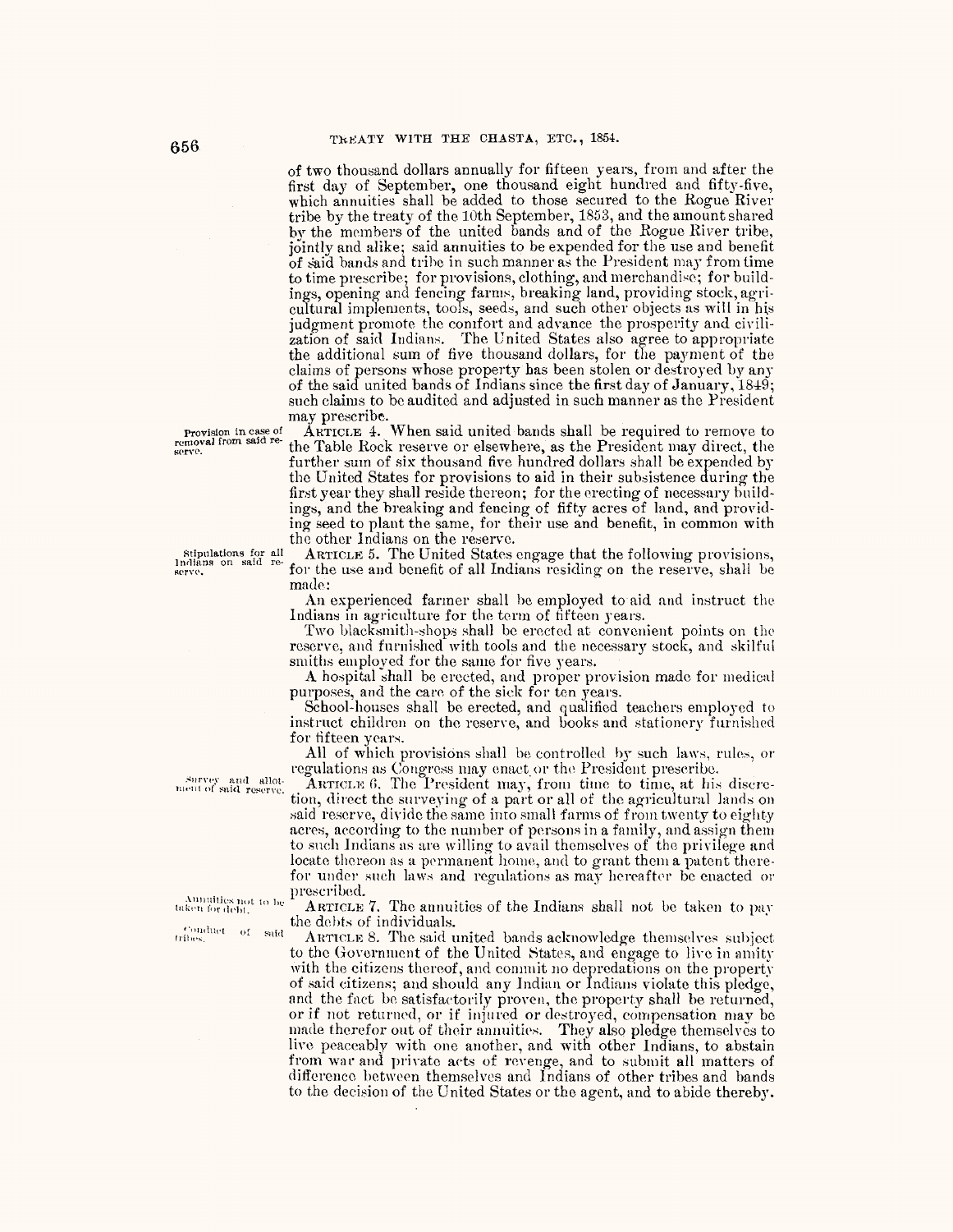of two thousand dollars annually for fifteen years, from and after the first day of September, one thousand eight hundred and fifty-five, which annuities shall be added to those secured to the Rogue River tribe by the treaty of the 10th September, 1853, and the amount shared by the members of the united bands and of the Rogue River tribe, jointly and alike; said annuities to be expended for the use and benefit of said bands and tribe in such manner as the President may from time to time prescribe; for provisions, clothing, and merchandise; for buildings, opening and fencing farms, breaking land, providing stock, agricultural implements, tools, seeds, and such other objects as will in his judgment promote the comfort and advance the prosperity and civilization of said Indians. The United States also agree to appropriate the additional sum of five thousand dollars, for the payment of the claims of persons whose property has been stolen or destroyed by any of the said united bands of Indians since the first day of January, 1849; such claims to be audited and adjusted in such manner as the President may prescribe.

*Provision in case of removal from said reserve.*

ARTICLE 4. When said united bands shall be required to remove to the Table Rock reserve or elsewhere, as the President may direct, the further sum of six thousand five hundred dollars shall be expended by the United States for provisions to aid in their subsistence during the first year they shall reside thereon; for the erecting of necessary buildings, and the breaking and fencing of fifty acres of land, and providing seed to plant the same, for their use and benefit, in common with the other Indians on the reserve.

*Stipulations for all Indians on said reserve.*

ARTICLE 5. The United States engage that the following provisions, for the use and benefit of all Indians residing on the reserve, shall be made:

An experienced farmer shall be employed to aid and instruct the Indians in agriculture for the term of fifteen years.

Two blacksmith-shops shall be erected at convenient points on the reserve, and furnished with tools and the necessary stock, and skilful smiths employed for the same for five years.

A hospital shall be erected, and proper provision made for medical purposes, and the care of the sick for ten years.

School-houses shall be erected, and qualified teachers employed to instruct children on the reserve, and books and stationery furnished for fifteen years.

All of which provisions shall be controlled by such laws, rules, or regulations as Congress may enact or the President prescribe.

*Survey and allotment of said reserve.*

ARTICLE 6. The President may, from time to time, at his discretion, direct the surveying of a part or all of the agricultural lands on said reserve, divide the same into small farms of from twenty to eighty acres, according to the number of persons in a family, and assign them to such Indians as are willing to avail themselves of the privilege and locate thereon as a permanent home, and to grant them a patent therefor under such laws and regulations as may hereafter be enacted or prescribed.

*Annuities not to be taken for debt.*

ARTICLE 7. The annuities of the Indians shall not be taken to pay the debts of individuals.

*Conduct of said tribes.*

ARTICLE 8. The said united bands acknowledge themselves subject to the Government of the United States, and engage to live in amity with the citizens thereof, and commit no depredations on the property of said citizens; and should any Indian or Indians violate this pledge, and the fact be satisfactorily proven, the property shall be returned, or if not returned, or if injured or destroyed, compensation may be made therefor out of their annuities. They also pledge themselves to live peaceably with one another, and with other Indians, to abstain from war and private acts of revenge, and to submit all matters of difference between themselves and Indians of other tribes and bands to the decision of the United States or the agent, and to abide thereby.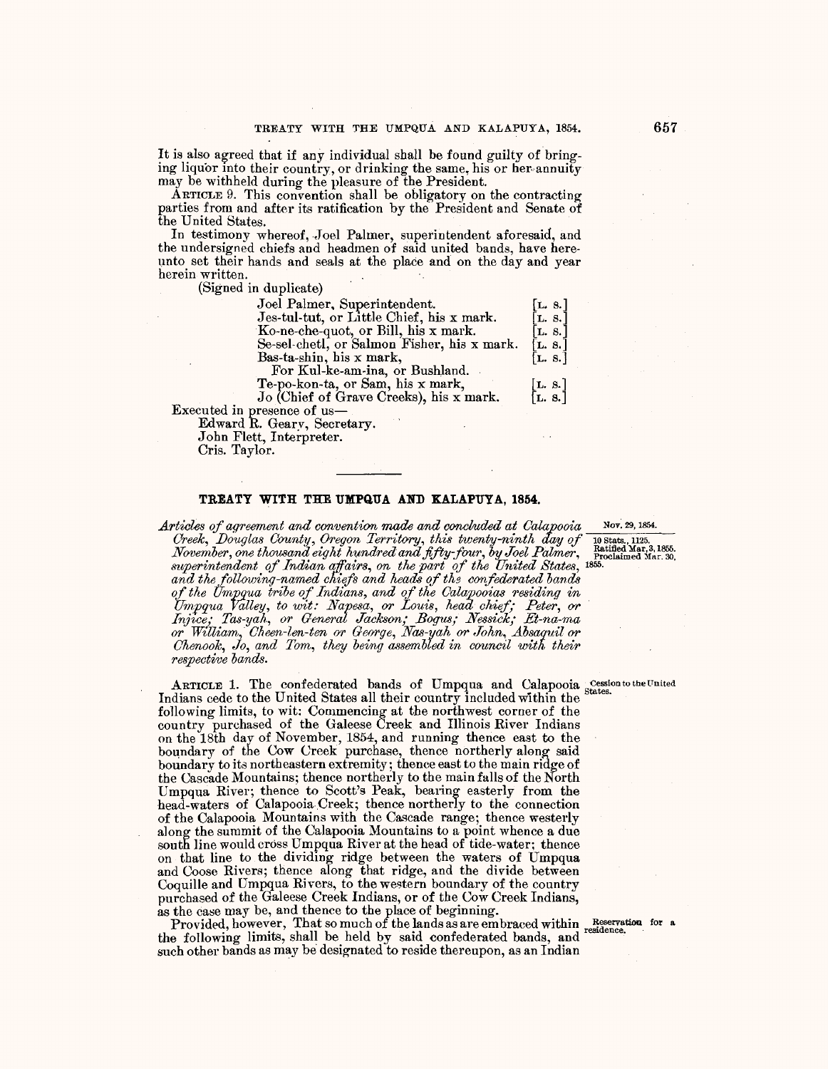It is also agreed that if any individual shall be found guilty of bringing liquor into their country, or drinking the same, his or her annuity may be withheld during the pleasure of the President.

ARTICLE 9. This convention shall be obligatory on the contracting parties from and after its ratification by the President and Senate of the United States.

In testimony whereof, Joel Palmer, superintendent aforesaid, and the undersigned chiefs and headmen of said united bands, have hereunto set their hands and seals at the place and on the day and year herein written.

(Signed in duplicate)

Joel Palmer, Superintendent. [L. S.]
Jes-tul-tut, or Little Chief, his x mark. [L. S.]
Ko-ne-che-quot, or Bill, his x mark. [L. S.]
Se-sel-chetl, or Salmon Fisher, his x mark. [L. S.]
Bas-ta-shin, his x mark, [L. S.]
For Kul-ke-am-ina, or Bushland.
Te-po-kon-ta, or Sam, his x mark, [L. S.]
Jo (Chief of Grave Creeks), his x mark. [L. S.]

Executed in presence of us—
Edward R. Geary, Secretary.
John Flett, Interpreter.
Cris. Taylor.

---

## TREATY WITH THE UMPQUA AND KALAPUYA, 1854.

Nov. 29, 1854.
10 Stats., 1125.
Ratified Mar. 3, 1855.
Proclaimed Mar. 30, 1855.

*Articles of agreement and convention made and concluded at Calapooia Creek, Douglas County, Oregon Territory, this twenty-ninth day of November, one thousand eight hundred and fifty-four, by Joel Palmer, superintendent of Indian affairs, on the part of the United States, and the following-named chiefs and heads of the confederated bands of the Umpqua tribe of Indians, and of the Calapooias residing in Umpqua Valley, to wit: Napesa, or Louis, head chief; Peter, or Injice; Tas-yah, or General Jackson; Bogus; Nessick; Et-na-ma or William, Cheen-len-ten or George, Nas-yah or John, Absaquil or Chenook, Jo, and Tom, they being assembled in council with their respective bands.*

Cession to the United States.

ARTICLE 1. The confederated bands of Umpqua and Calapooia Indians cede to the United States all their country included within the following limits, to wit: Commencing at the northwest corner of the country purchased of the Galeese Creek and Illinois River Indians on the 18th day of November, 1854, and running thence east to the boundary of the Cow Creek purchase, thence northerly along said boundary to its northeastern extremity; thence east to the main ridge of the Cascade Mountains; thence northerly to the main falls of the North Umpqua River; thence to Scott's Peak, bearing easterly from the head-waters of Calapooia Creek; thence northerly to the connection of the Calapooia Mountains with the Cascade range; thence westerly along the summit of the Calapooia Mountains to a point whence a due south line would cross Umpqua River at the head of tide-water; thence on that line to the dividing ridge between the waters of Umpqua and Coose Rivers; thence along that ridge, and the divide between Coquille and Umpqua Rivers, to the western boundary of the country purchased of the Galeese Creek Indians, or of the Cow Creek Indians, as the case may be, and thence to the place of beginning.

Reservation for a residence.

Provided, however, That so much of the lands as are embraced within the following limits, shall be held by said confederated bands, and such other bands as may be designated to reside thereupon, as an Indian